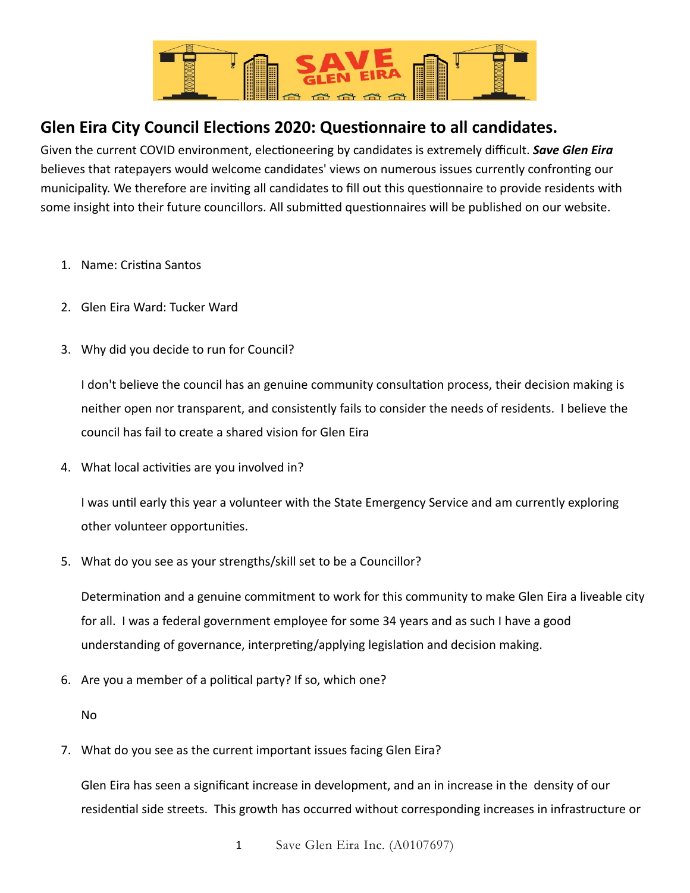## Glen Eira City Council Elections 2020: Questionnaire to all candidates.

Given the current COVID environment, electioneering by candidates is extremely difficult. ***Save Glen Eira*** believes that ratepayers would welcome candidates' views on numerous issues currently confronting our municipality. We therefore are inviting all candidates to fill out this questionnaire to provide residents with some insight into their future councillors. All submitted questionnaires will be published on our website.

1. Name: Cristina Santos

2. Glen Eira Ward: Tucker Ward

3. Why did you decide to run for Council?

   I don't believe the council has an genuine community consultation process, their decision making is neither open nor transparent, and consistently fails to consider the needs of residents. I believe the council has fail to create a shared vision for Glen Eira

4. What local activities are you involved in?

   I was until early this year a volunteer with the State Emergency Service and am currently exploring other volunteer opportunities.

5. What do you see as your strengths/skill set to be a Councillor?

   Determination and a genuine commitment to work for this community to make Glen Eira a liveable city for all. I was a federal government employee for some 34 years and as such I have a good understanding of governance, interpreting/applying legislation and decision making.

6. Are you a member of a political party? If so, which one?

   No

7. What do you see as the current important issues facing Glen Eira?

   Glen Eira has seen a significant increase in development, and an in increase in the density of our residential side streets. This growth has occurred without corresponding increases in infrastructure or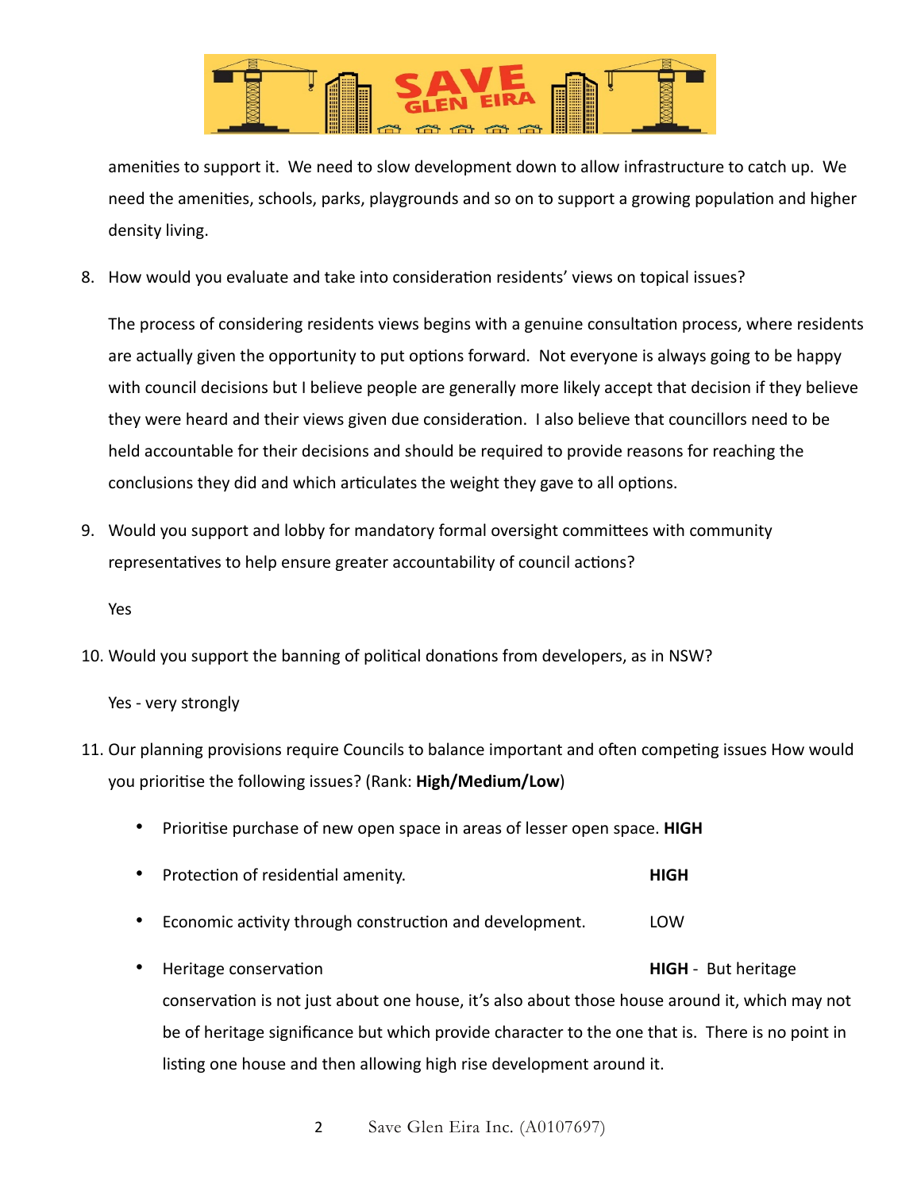amenities to support it. We need to slow development down to allow infrastructure to catch up. We need the amenities, schools, parks, playgrounds and so on to support a growing population and higher density living.

8. How would you evaluate and take into consideration residents' views on topical issues?

   The process of considering residents views begins with a genuine consultation process, where residents are actually given the opportunity to put options forward. Not everyone is always going to be happy with council decisions but I believe people are generally more likely accept that decision if they believe they were heard and their views given due consideration. I also believe that councillors need to be held accountable for their decisions and should be required to provide reasons for reaching the conclusions they did and which articulates the weight they gave to all options.

9. Would you support and lobby for mandatory formal oversight committees with community representatives to help ensure greater accountability of council actions?

   Yes

10. Would you support the banning of political donations from developers, as in NSW?

    Yes - very strongly

11. Our planning provisions require Councils to balance important and often competing issues How would you prioritise the following issues? (Rank: **High/Medium/Low**)

    - Prioritise purchase of new open space in areas of lesser open space. **HIGH**
    - Protection of residential amenity. **HIGH**
    - Economic activity through construction and development. LOW
    - Heritage conservation **HIGH** - But heritage conservation is not just about one house, it's also about those house around it, which may not be of heritage significance but which provide character to the one that is. There is no point in listing one house and then allowing high rise development around it.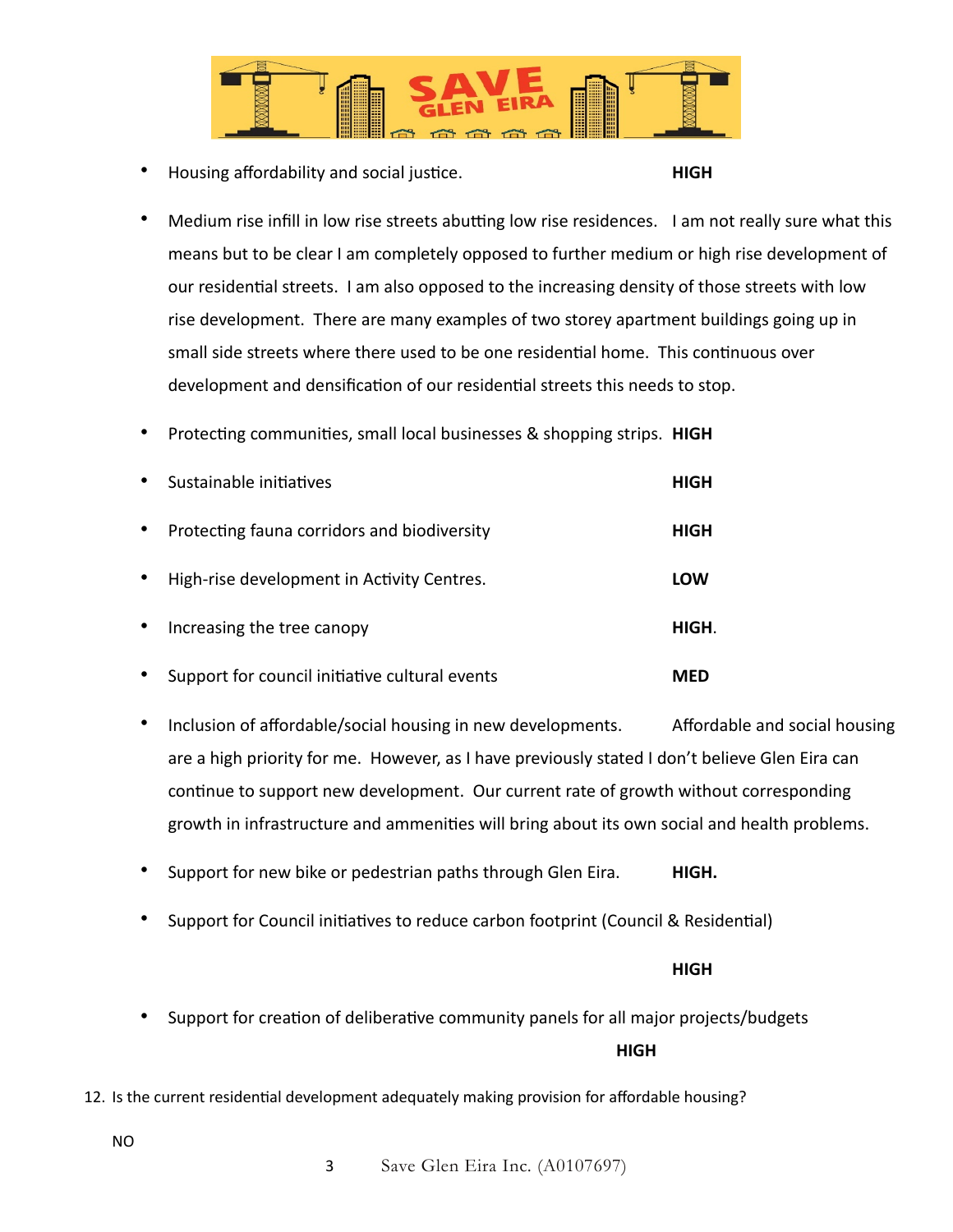- Housing affordability and social justice. **HIGH**

- Medium rise infill in low rise streets abutting low rise residences. I am not really sure what this means but to be clear I am completely opposed to further medium or high rise development of our residential streets. I am also opposed to the increasing density of those streets with low rise development. There are many examples of two storey apartment buildings going up in small side streets where there used to be one residential home. This continuous over development and densification of our residential streets this needs to stop.

- Protecting communities, small local businesses & shopping strips. **HIGH**

- Sustainable initiatives **HIGH**

- Protecting fauna corridors and biodiversity **HIGH**

- High-rise development in Activity Centres. **LOW**

- Increasing the tree canopy **HIGH**.

- Support for council initiative cultural events **MED**

- Inclusion of affordable/social housing in new developments. Affordable and social housing are a high priority for me. However, as I have previously stated I don't believe Glen Eira can continue to support new development. Our current rate of growth without corresponding growth in infrastructure and ammenities will bring about its own social and health problems.

- Support for new bike or pedestrian paths through Glen Eira. **HIGH.**

- Support for Council initiatives to reduce carbon footprint (Council & Residential)

  **HIGH**

- Support for creation of deliberative community panels for all major projects/budgets

  **HIGH**

12. Is the current residential development adequately making provision for affordable housing?

NO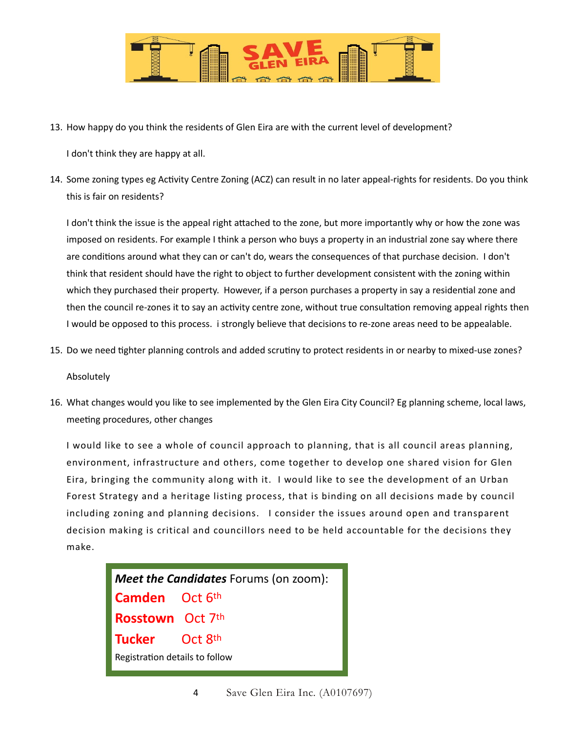13. How happy do you think the residents of Glen Eira are with the current level of development?

    I don't think they are happy at all.

14. Some zoning types eg Activity Centre Zoning (ACZ) can result in no later appeal-rights for residents. Do you think this is fair on residents?

    I don't think the issue is the appeal right attached to the zone, but more importantly why or how the zone was imposed on residents. For example I think a person who buys a property in an industrial zone say where there are conditions around what they can or can't do, wears the consequences of that purchase decision. I don't think that resident should have the right to object to further development consistent with the zoning within which they purchased their property. However, if a person purchases a property in say a residential zone and then the council re-zones it to say an activity centre zone, without true consultation removing appeal rights then I would be opposed to this process. i strongly believe that decisions to re-zone areas need to be appealable.

15. Do we need tighter planning controls and added scrutiny to protect residents in or nearby to mixed-use zones?

    Absolutely

16. What changes would you like to see implemented by the Glen Eira City Council? Eg planning scheme, local laws, meeting procedures, other changes

    I would like to see a whole of council approach to planning, that is all council areas planning, environment, infrastructure and others, come together to develop one shared vision for Glen Eira, bringing the community along with it. I would like to see the development of an Urban Forest Strategy and a heritage listing process, that is binding on all decisions made by council including zoning and planning decisions. I consider the issues around open and transparent decision making is critical and councillors need to be held accountable for the decisions they make.

***Meet the Candidates*** Forums (on zoom):

**Camden** Oct 6th

**Rosstown** Oct 7th

**Tucker** Oct 8th

Registration details to follow